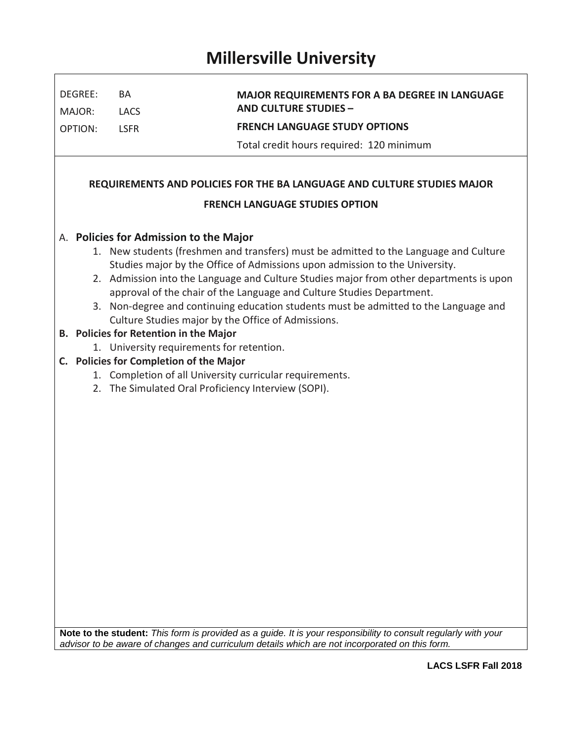# Millersville University

DEGREE: BA
MAJOR: LACS
OPTION: LSFR

**MAJOR REQUIREMENTS FOR A BA DEGREE IN LANGUAGE AND CULTURE STUDIES –**

**FRENCH LANGUAGE STUDY OPTIONS**

Total credit hours required: 120 minimum

## REQUIREMENTS AND POLICIES FOR THE BA LANGUAGE AND CULTURE STUDIES MAJOR

## FRENCH LANGUAGE STUDIES OPTION

A. **Policies for Admission to the Major**
   1. New students (freshmen and transfers) must be admitted to the Language and Culture Studies major by the Office of Admissions upon admission to the University.
   2. Admission into the Language and Culture Studies major from other departments is upon approval of the chair of the Language and Culture Studies Department.
   3. Non-degree and continuing education students must be admitted to the Language and Culture Studies major by the Office of Admissions.

**B. Policies for Retention in the Major**
   1. University requirements for retention.

**C. Policies for Completion of the Major**
   1. Completion of all University curricular requirements.
   2. The Simulated Oral Proficiency Interview (SOPI).

**Note to the student:** *This form is provided as a guide. It is your responsibility to consult regularly with your advisor to be aware of changes and curriculum details which are not incorporated on this form.*

**LACS LSFR Fall 2018**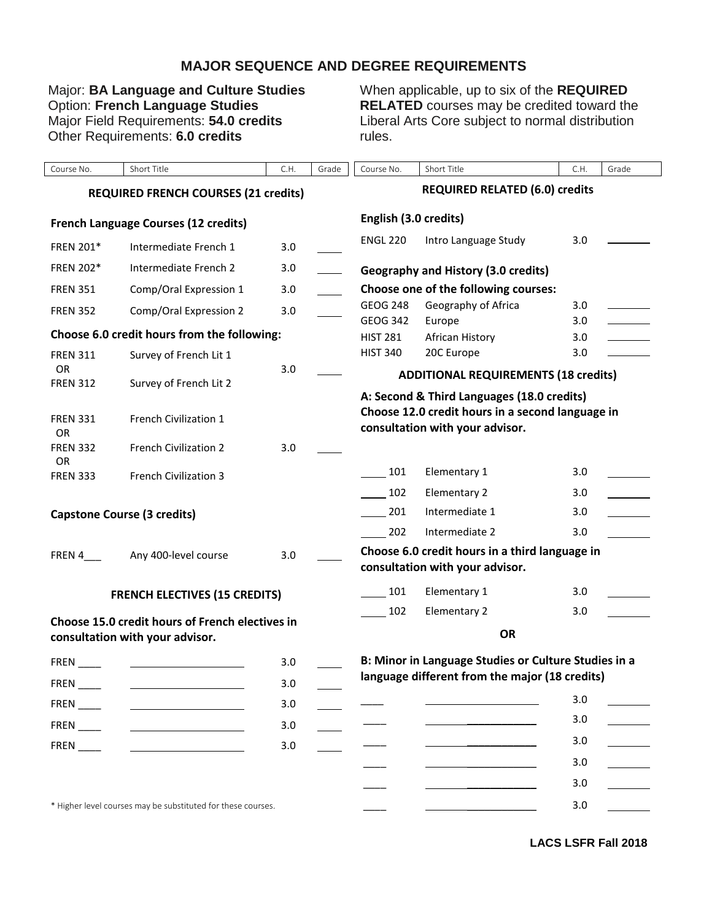# MAJOR SEQUENCE AND DEGREE REQUIREMENTS

Major: **BA Language and Culture Studies**
Option: **French Language Studies**
Major Field Requirements: **54.0 credits**
Other Requirements: **6.0 credits**

When applicable, up to six of the **REQUIRED RELATED** courses may be credited toward the Liberal Arts Core subject to normal distribution rules.

| Course No. | Short Title | C.H. | Grade |
|---|---|---|---|
| **REQUIRED FRENCH COURSES (21 credits)** | | | |
| **French Language Courses (12 credits)** | | | |
| FREN 201* | Intermediate French 1 | 3.0 | ____ |
| FREN 202* | Intermediate French 2 | 3.0 | ____ |
| FREN 351 | Comp/Oral Expression 1 | 3.0 | ____ |
| FREN 352 | Comp/Oral Expression 2 | 3.0 | ____ |
| **Choose 6.0 credit hours from the following:** | | | |
| FREN 311 OR FREN 312 | Survey of French Lit 1 / Survey of French Lit 2 | 3.0 | ____ |
| FREN 331 OR FREN 332 OR FREN 333 | French Civilization 1 / French Civilization 2 / French Civilization 3 | 3.0 | ____ |
| **Capstone Course (3 credits)** | | | |
| FREN 4___ | Any 400-level course | 3.0 | ____ |
| **FRENCH ELECTIVES (15 CREDITS)** | | | |
| **Choose 15.0 credit hours of French electives in consultation with your advisor.** | | | |
| FREN ____ | ____________ | 3.0 | ____ |
| FREN ____ | ____________ | 3.0 | ____ |
| FREN ____ | ____________ | 3.0 | ____ |
| FREN ____ | ____________ | 3.0 | ____ |
| FREN ____ | ____________ | 3.0 | ____ |

\* Higher level courses may be substituted for these courses.

| Course No. | Short Title | C.H. | Grade |
|---|---|---|---|
| **REQUIRED RELATED (6.0) credits** | | | |
| **English (3.0 credits)** | | | |
| ENGL 220 | Intro Language Study | 3.0 | ____ |
| **Geography and History (3.0 credits)** | | | |
| **Choose one of the following courses:** | | | |
| GEOG 248 | Geography of Africa | 3.0 | ____ |
| GEOG 342 | Europe | 3.0 | ____ |
| HIST 281 | African History | 3.0 | ____ |
| HIST 340 | 20C Europe | 3.0 | ____ |
| **ADDITIONAL REQUIREMENTS (18 credits)** | | | |
| **A: Second & Third Languages (18.0 credits)** | | | |
| **Choose 12.0 credit hours in a second language in consultation with your advisor.** | | | |
| ____ 101 | Elementary 1 | 3.0 | ____ |
| ____ 102 | Elementary 2 | 3.0 | ____ |
| ____ 201 | Intermediate 1 | 3.0 | ____ |
| ____ 202 | Intermediate 2 | 3.0 | ____ |
| **Choose 6.0 credit hours in a third language in consultation with your advisor.** | | | |
| ____ 101 | Elementary 1 | 3.0 | ____ |
| ____ 102 | Elementary 2 | 3.0 | ____ |
| **OR** | | | |
| **B: Minor in Language Studies or Culture Studies in a language different from the major (18 credits)** | | | |
| ____ | ____________ | 3.0 | ____ |
| ____ | ____________ | 3.0 | ____ |
| ____ | ____________ | 3.0 | ____ |
| ____ | ____________ | 3.0 | ____ |
| ____ | ____________ | 3.0 | ____ |
| ____ | ____________ | 3.0 | ____ |

**LACS LSFR Fall 2018**